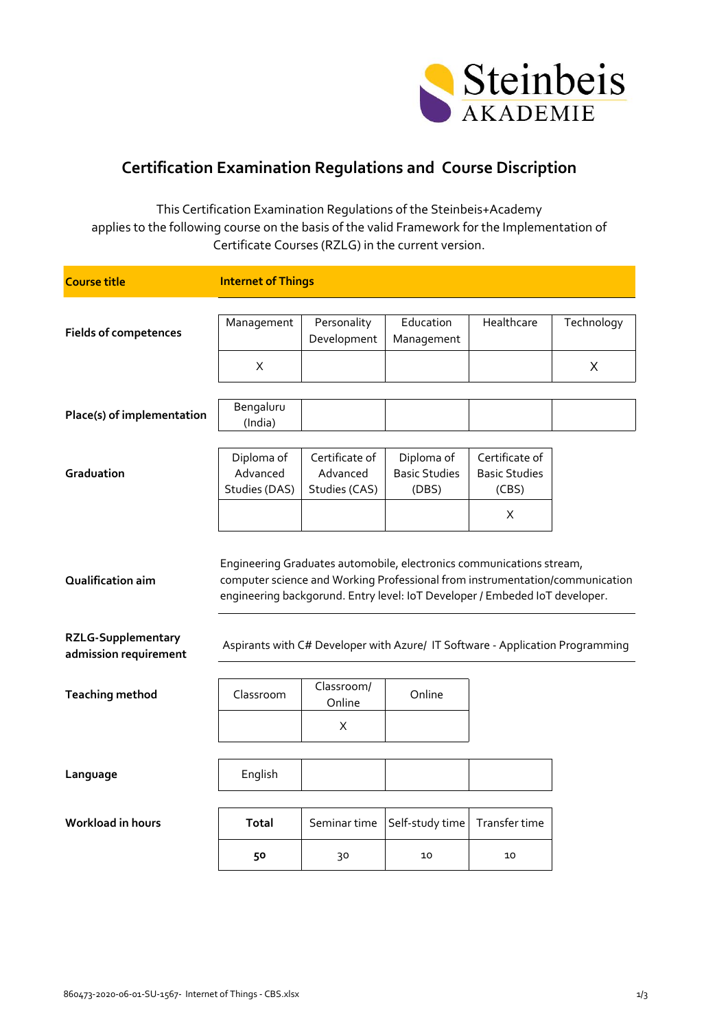# Certification Examination Regulations and Course Discription

This Certification Examination Regulations of the Steinbeis+Academy applies to the following course on the basis of the valid Framework for the Implementation of Certificate Courses (RZLG) in the current version.

| **Course title** | **Internet of Things** |
|---|---|

**Fields of competences**

| Management | Personality Development | Education Management | Healthcare | Technology |
|---|---|---|---|---|
| X | | | | X |

**Place(s) of implementation**

| Bengaluru (India) | | | | |
|---|---|---|---|---|

**Graduation**

| Diploma of Advanced Studies (DAS) | Certificate of Advanced Studies (CAS) | Diploma of Basic Studies (DBS) | Certificate of Basic Studies (CBS) |
|---|---|---|---|
| | | | X |

**Qualification aim**

Engineering Graduates automobile, electronics communications stream, computer science and Working Professional from instrumentation/communication engineering backgorund. Entry level: IoT Developer / Embeded IoT developer.

**RZLG-Supplementary admission requirement**

Aspirants with C# Developer with Azure/ IT Software - Application Programming

**Teaching method**

| Classroom | Classroom/ Online | Online |
|---|---|---|
| | X | |

**Language**

| English | | | |
|---|---|---|---|

**Workload in hours**

| **Total** | Seminar time | Self-study time | Transfer time |
|---|---|---|---|
| **50** | 30 | 10 | 10 |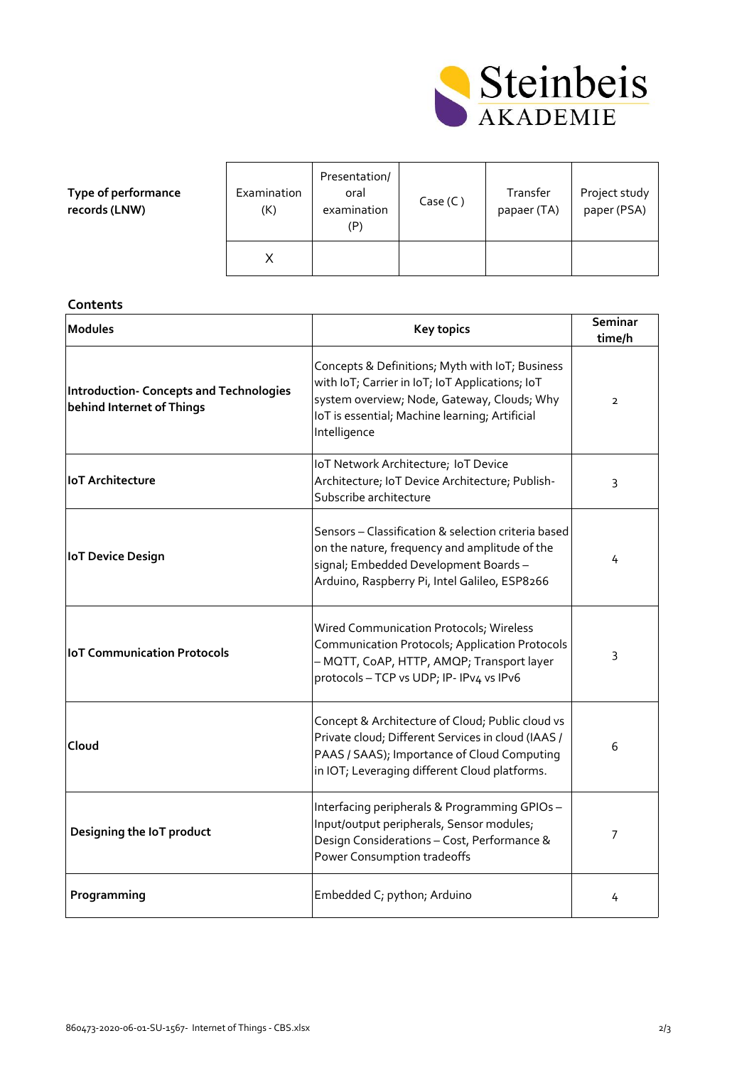| Type of performance records (LNW) | Examination (K) | Presentation/ oral examination (P) | Case (C ) | Transfer papaer (TA) | Project study paper (PSA) |
|---|---|---|---|---|---|
| | X | | | | |

## Contents

| Modules | Key topics | Seminar time/h |
|---|---|---|
| **Introduction- Concepts and Technologies behind Internet of Things** | Concepts & Definitions; Myth with IoT; Business with IoT; Carrier in IoT; IoT Applications; IoT system overview; Node, Gateway, Clouds; Why IoT is essential; Machine learning; Artificial Intelligence | 2 |
| **IoT Architecture** | IoT Network Architecture; IoT Device Architecture; IoT Device Architecture; Publish-Subscribe architecture | 3 |
| **IoT Device Design** | Sensors – Classification & selection criteria based on the nature, frequency and amplitude of the signal; Embedded Development Boards – Arduino, Raspberry Pi, Intel Galileo, ESP8266 | 4 |
| **IoT Communication Protocols** | Wired Communication Protocols; Wireless Communication Protocols; Application Protocols – MQTT, CoAP, HTTP, AMQP; Transport layer protocols – TCP vs UDP; IP- IPv4 vs IPv6 | 3 |
| **Cloud** | Concept & Architecture of Cloud; Public cloud vs Private cloud; Different Services in cloud (IAAS / PAAS / SAAS); Importance of Cloud Computing in IOT; Leveraging different Cloud platforms. | 6 |
| **Designing the IoT product** | Interfacing peripherals & Programming GPIOs – Input/output peripherals, Sensor modules; Design Considerations – Cost, Performance & Power Consumption tradeoffs | 7 |
| **Programming** | Embedded C; python; Arduino | 4 |

860473-2020-06-01-SU-1567- Internet of Things - CBS.xlsx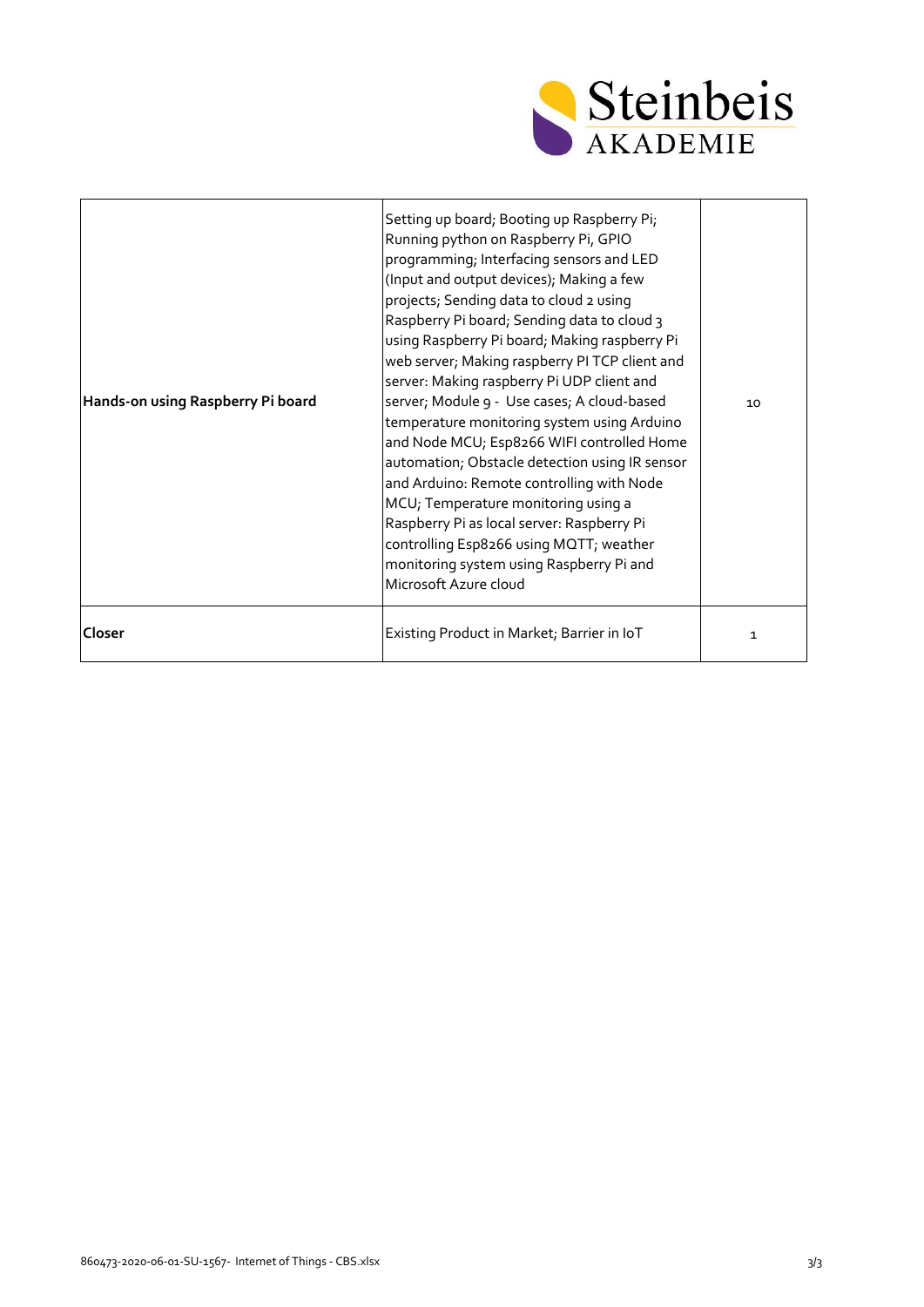| | | |
|---|---|---|
| **Hands-on using Raspberry Pi board** | Setting up board; Booting up Raspberry Pi; Running python on Raspberry Pi, GPIO programming; Interfacing sensors and LED (Input and output devices); Making a few projects; Sending data to cloud 2 using Raspberry Pi board; Sending data to cloud 3 using Raspberry Pi board; Making raspberry Pi web server; Making raspberry PI TCP client and server: Making raspberry Pi UDP client and server; Module 9 - Use cases; A cloud-based temperature monitoring system using Arduino and Node MCU; Esp8266 WIFI controlled Home automation; Obstacle detection using IR sensor and Arduino: Remote controlling with Node MCU; Temperature monitoring using a Raspberry Pi as local server: Raspberry Pi controlling Esp8266 using MQTT; weather monitoring system using Raspberry Pi and Microsoft Azure cloud | 10 |
| **Closer** | Existing Product in Market; Barrier in IoT | 1 |